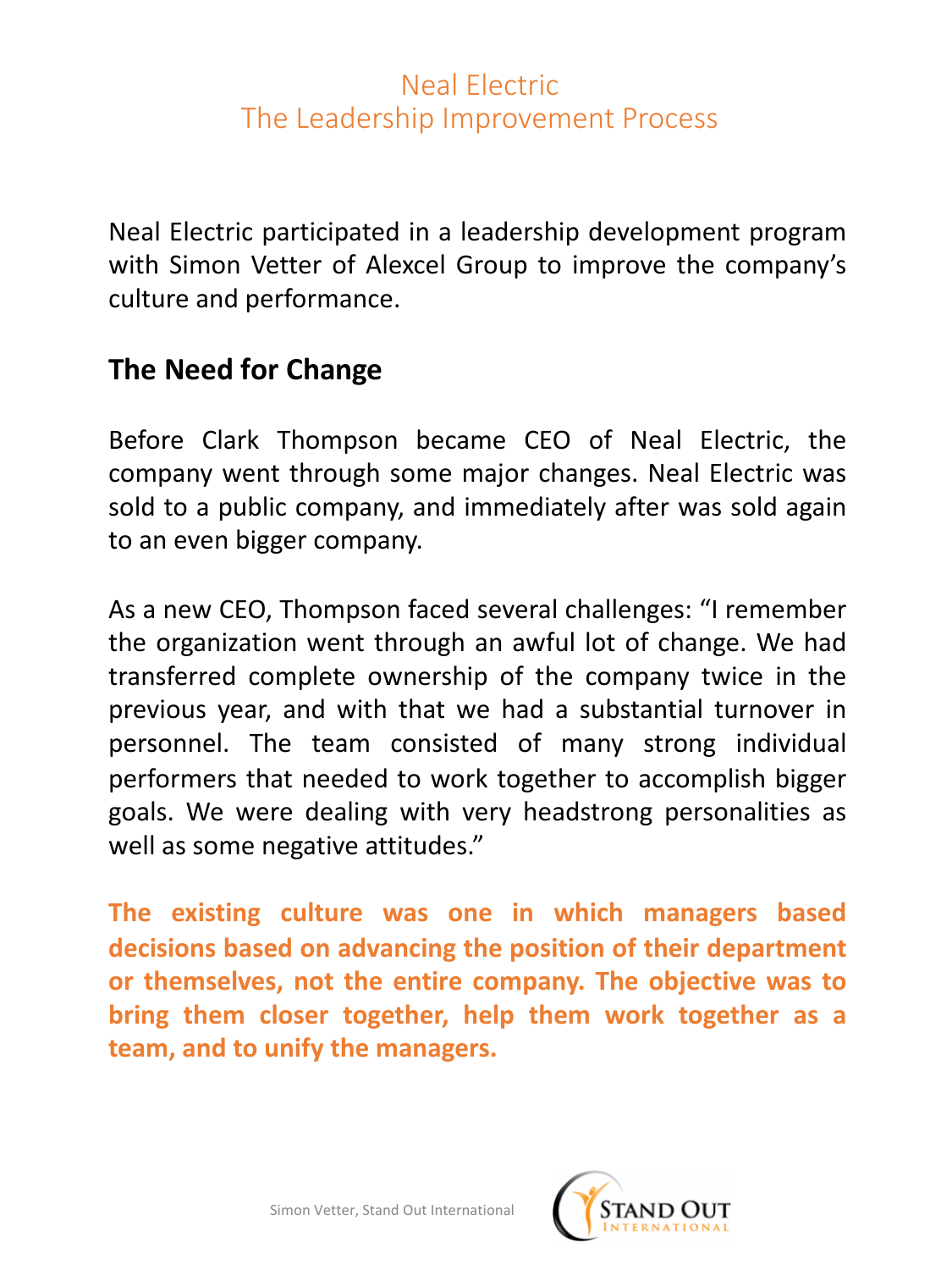# Neal Electric
# The Leadership Improvement Process

Neal Electric participated in a leadership development program with Simon Vetter of Alexcel Group to improve the company's culture and performance.

## The Need for Change

Before Clark Thompson became CEO of Neal Electric, the company went through some major changes. Neal Electric was sold to a public company, and immediately after was sold again to an even bigger company.

As a new CEO, Thompson faced several challenges: "I remember the organization went through an awful lot of change. We had transferred complete ownership of the company twice in the previous year, and with that we had a substantial turnover in personnel. The team consisted of many strong individual performers that needed to work together to accomplish bigger goals. We were dealing with very headstrong personalities as well as some negative attitudes."

**The existing culture was one in which managers based decisions based on advancing the position of their department or themselves, not the entire company. The objective was to bring them closer together, help them work together as a team, and to unify the managers.**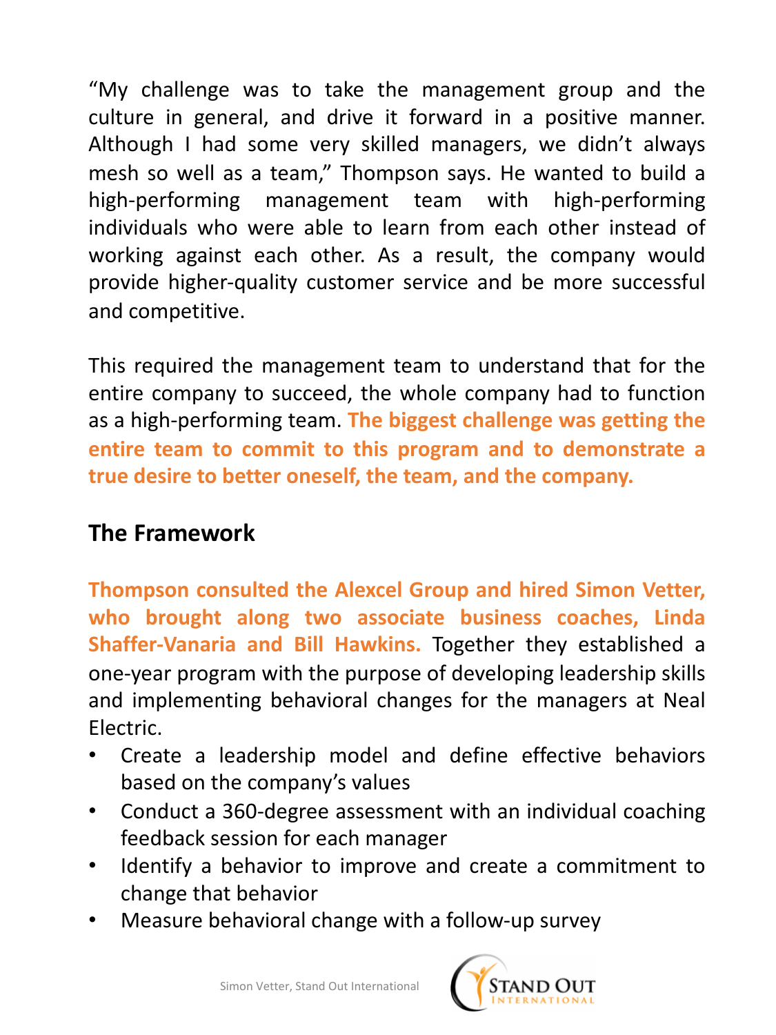"My challenge was to take the management group and the culture in general, and drive it forward in a positive manner. Although I had some very skilled managers, we didn't always mesh so well as a team," Thompson says. He wanted to build a high-performing management team with high-performing individuals who were able to learn from each other instead of working against each other. As a result, the company would provide higher-quality customer service and be more successful and competitive.

This required the management team to understand that for the entire company to succeed, the whole company had to function as a high-performing team. **The biggest challenge was getting the entire team to commit to this program and to demonstrate a true desire to better oneself, the team, and the company.**

## The Framework

**Thompson consulted the Alexcel Group and hired Simon Vetter, who brought along two associate business coaches, Linda Shaffer-Vanaria and Bill Hawkins.** Together they established a one-year program with the purpose of developing leadership skills and implementing behavioral changes for the managers at Neal Electric.

- Create a leadership model and define effective behaviors based on the company's values
- Conduct a 360-degree assessment with an individual coaching feedback session for each manager
- Identify a behavior to improve and create a commitment to change that behavior
- Measure behavioral change with a follow-up survey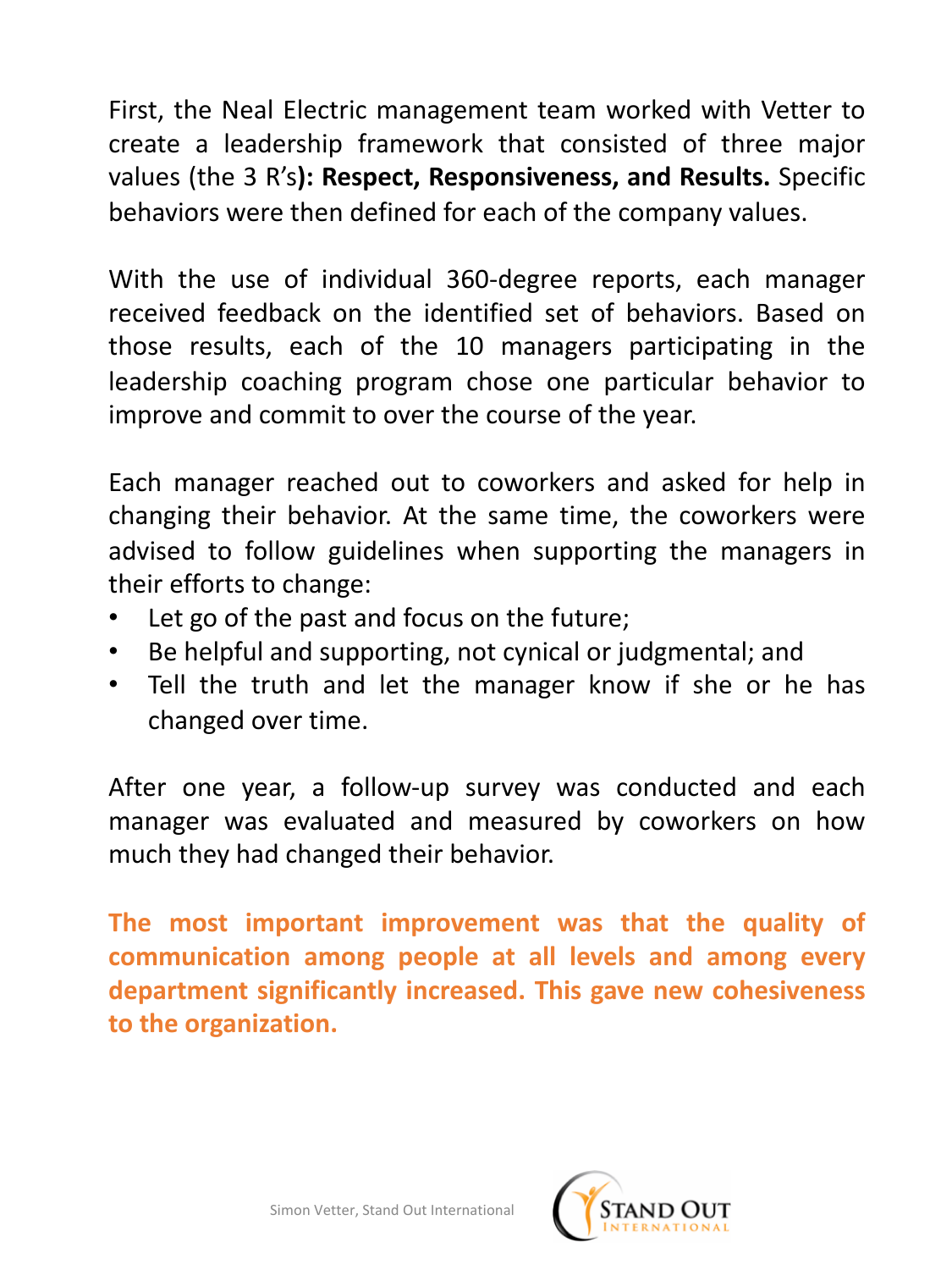First, the Neal Electric management team worked with Vetter to create a leadership framework that consisted of three major values (the 3 R's**): Respect, Responsiveness, and Results.** Specific behaviors were then defined for each of the company values.

With the use of individual 360-degree reports, each manager received feedback on the identified set of behaviors. Based on those results, each of the 10 managers participating in the leadership coaching program chose one particular behavior to improve and commit to over the course of the year.

Each manager reached out to coworkers and asked for help in changing their behavior. At the same time, the coworkers were advised to follow guidelines when supporting the managers in their efforts to change:

- Let go of the past and focus on the future;
- Be helpful and supporting, not cynical or judgmental; and
- Tell the truth and let the manager know if she or he has changed over time.

After one year, a follow-up survey was conducted and each manager was evaluated and measured by coworkers on how much they had changed their behavior.

**The most important improvement was that the quality of communication among people at all levels and among every department significantly increased. This gave new cohesiveness to the organization.**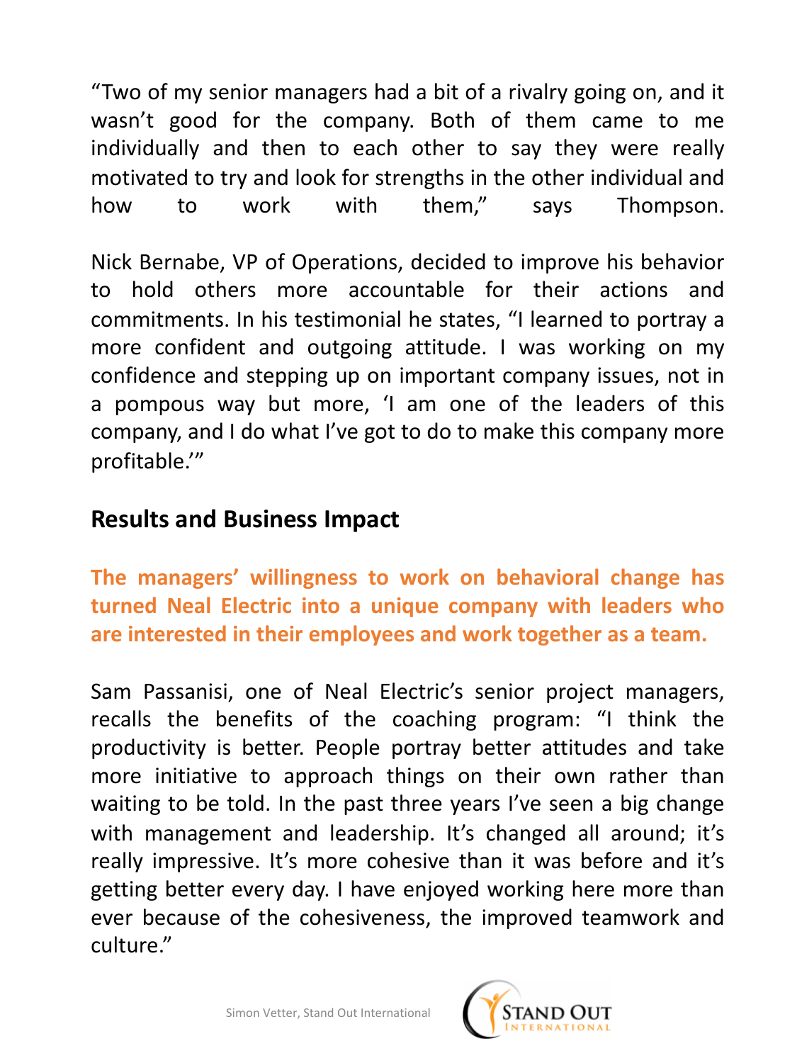"Two of my senior managers had a bit of a rivalry going on, and it wasn't good for the company. Both of them came to me individually and then to each other to say they were really motivated to try and look for strengths in the other individual and how to work with them," says Thompson.

Nick Bernabe, VP of Operations, decided to improve his behavior to hold others more accountable for their actions and commitments. In his testimonial he states, "I learned to portray a more confident and outgoing attitude. I was working on my confidence and stepping up on important company issues, not in a pompous way but more, 'I am one of the leaders of this company, and I do what I've got to do to make this company more profitable.'"

## Results and Business Impact

**The managers' willingness to work on behavioral change has turned Neal Electric into a unique company with leaders who are interested in their employees and work together as a team.**

Sam Passanisi, one of Neal Electric's senior project managers, recalls the benefits of the coaching program: "I think the productivity is better. People portray better attitudes and take more initiative to approach things on their own rather than waiting to be told. In the past three years I've seen a big change with management and leadership. It's changed all around; it's really impressive. It's more cohesive than it was before and it's getting better every day. I have enjoyed working here more than ever because of the cohesiveness, the improved teamwork and culture."